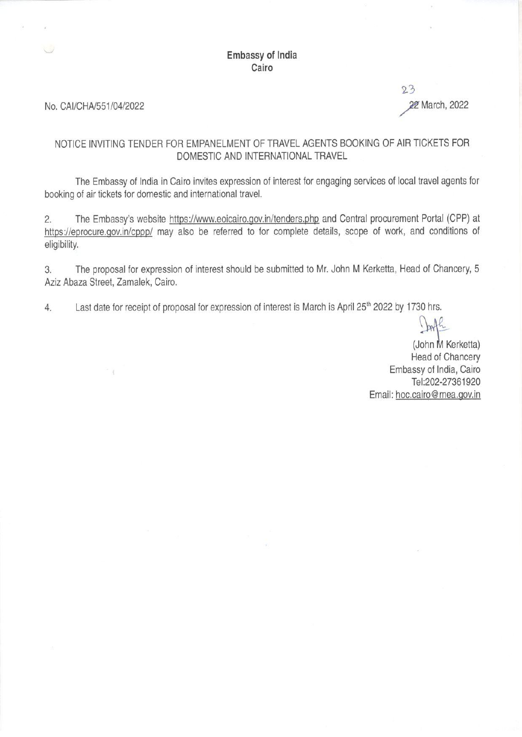**Embassy of India**
**Cairo**

No. CAI/CHA/551/04/2022

23
~~22~~ March, 2022

NOTICE INVITING TENDER FOR EMPANELMENT OF TRAVEL AGENTS BOOKING OF AIR TICKETS FOR DOMESTIC AND INTERNATIONAL TRAVEL

The Embassy of India in Cairo invites expression of interest for engaging services of local travel agents for booking of air tickets for domestic and international travel.

2. The Embassy's website https://www.eoicairo.gov.in/tenders.php and Central procurement Portal (CPP) at https://eprocure.gov.in/cppp/ may also be referred to for complete details, scope of work, and conditions of eligibility.

3. The proposal for expression of interest should be submitted to Mr. John M Kerketta, Head of Chancery, 5 Aziz Abaza Street, Zamalek, Cairo.

4. Last date for receipt of proposal for expression of interest is March is April 25th 2022 by 1730 hrs.

(John M Kerketta)
Head of Chancery
Embassy of India, Cairo
Tel:202-27361920
Email: hoc.cairo@mea.gov.in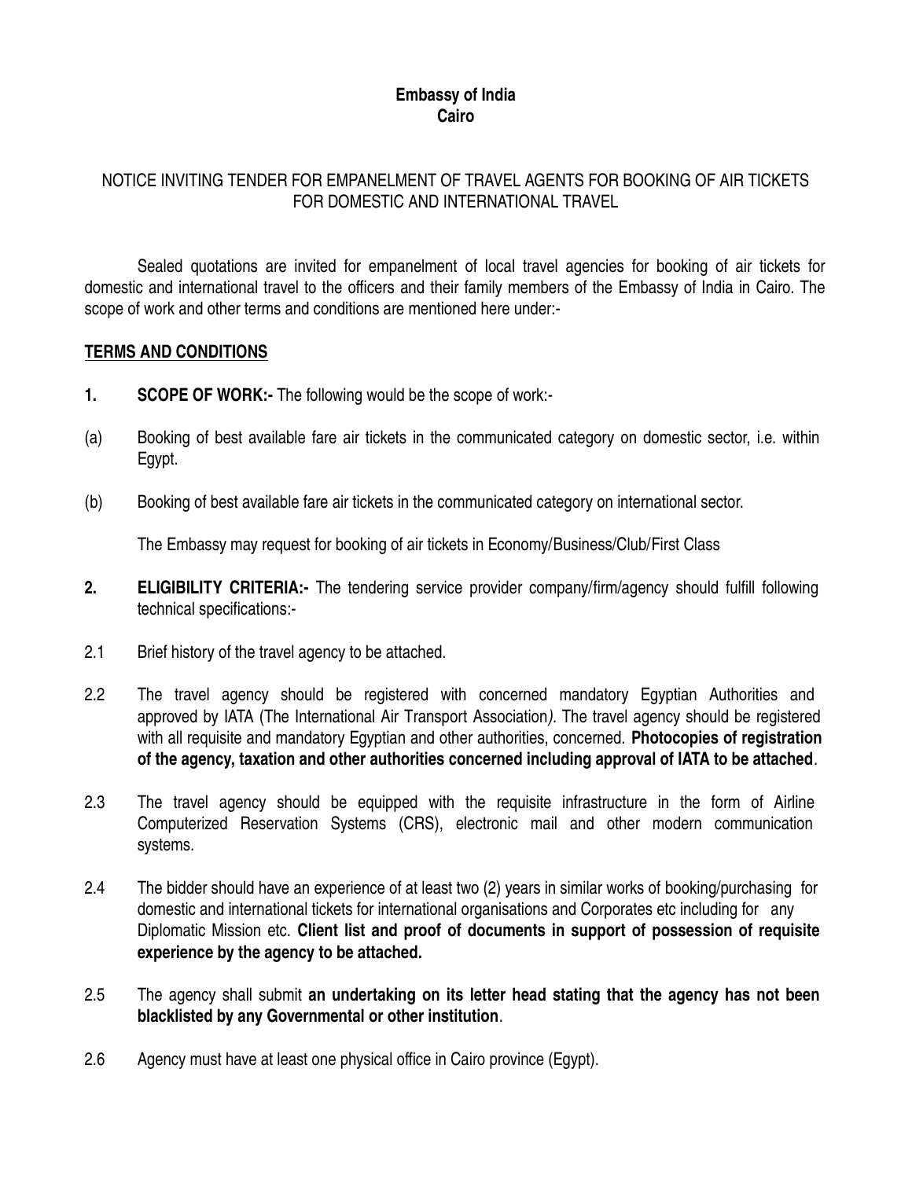**Embassy of India**
**Cairo**

NOTICE INVITING TENDER FOR EMPANELMENT OF TRAVEL AGENTS FOR BOOKING OF AIR TICKETS FOR DOMESTIC AND INTERNATIONAL TRAVEL

Sealed quotations are invited for empanelment of local travel agencies for booking of air tickets for domestic and international travel to the officers and their family members of the Embassy of India in Cairo. The scope of work and other terms and conditions are mentioned here under:-

**TERMS AND CONDITIONS**

**1. SCOPE OF WORK:-** The following would be the scope of work:-

(a) Booking of best available fare air tickets in the communicated category on domestic sector, i.e. within Egypt.

(b) Booking of best available fare air tickets in the communicated category on international sector.

The Embassy may request for booking of air tickets in Economy/Business/Club/First Class

**2. ELIGIBILITY CRITERIA:-** The tendering service provider company/firm/agency should fulfill following technical specifications:-

2.1 Brief history of the travel agency to be attached.

2.2 The travel agency should be registered with concerned mandatory Egyptian Authorities and approved by IATA (The International Air Transport Association*).* The travel agency should be registered with all requisite and mandatory Egyptian and other authorities, concerned. **Photocopies of registration of the agency, taxation and other authorities concerned including approval of IATA to be attached**.

2.3 The travel agency should be equipped with the requisite infrastructure in the form of Airline Computerized Reservation Systems (CRS), electronic mail and other modern communication systems.

2.4 The bidder should have an experience of at least two (2) years in similar works of booking/purchasing for domestic and international tickets for international organisations and Corporates etc including for any Diplomatic Mission etc. **Client list and proof of documents in support of possession of requisite experience by the agency to be attached.**

2.5 The agency shall submit **an undertaking on its letter head stating that the agency has not been blacklisted by any Governmental or other institution**.

2.6 Agency must have at least one physical office in Cairo province (Egypt).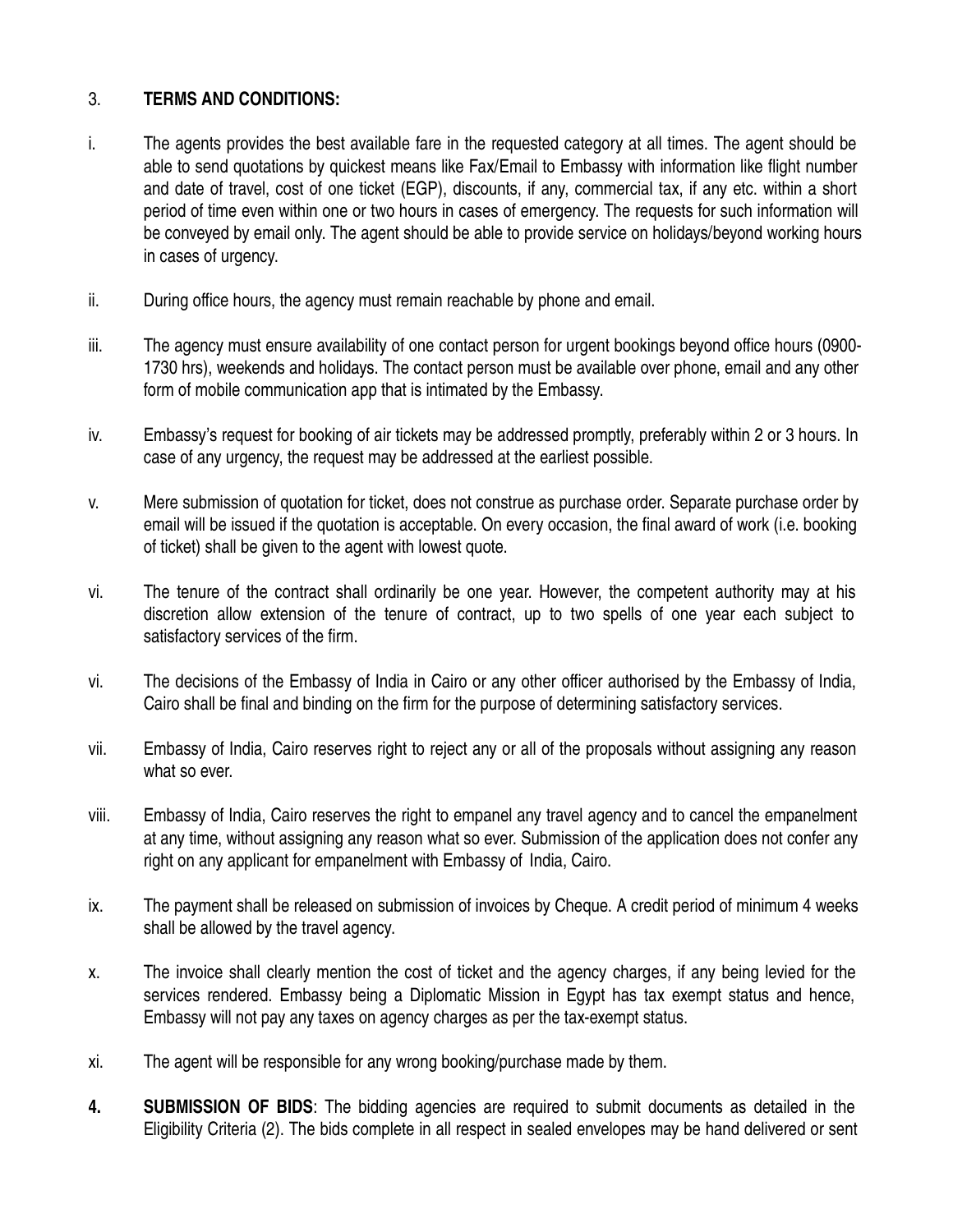3. **TERMS AND CONDITIONS:**

i. The agents provides the best available fare in the requested category at all times. The agent should be able to send quotations by quickest means like Fax/Email to Embassy with information like flight number and date of travel, cost of one ticket (EGP), discounts, if any, commercial tax, if any etc. within a short period of time even within one or two hours in cases of emergency. The requests for such information will be conveyed by email only. The agent should be able to provide service on holidays/beyond working hours in cases of urgency.

ii. During office hours, the agency must remain reachable by phone and email.

iii. The agency must ensure availability of one contact person for urgent bookings beyond office hours (0900-1730 hrs), weekends and holidays. The contact person must be available over phone, email and any other form of mobile communication app that is intimated by the Embassy.

iv. Embassy's request for booking of air tickets may be addressed promptly, preferably within 2 or 3 hours. In case of any urgency, the request may be addressed at the earliest possible.

v. Mere submission of quotation for ticket, does not construe as purchase order. Separate purchase order by email will be issued if the quotation is acceptable. On every occasion, the final award of work (i.e. booking of ticket) shall be given to the agent with lowest quote.

vi. The tenure of the contract shall ordinarily be one year. However, the competent authority may at his discretion allow extension of the tenure of contract, up to two spells of one year each subject to satisfactory services of the firm.

vi. The decisions of the Embassy of India in Cairo or any other officer authorised by the Embassy of India, Cairo shall be final and binding on the firm for the purpose of determining satisfactory services.

vii. Embassy of India, Cairo reserves right to reject any or all of the proposals without assigning any reason what so ever.

viii. Embassy of India, Cairo reserves the right to empanel any travel agency and to cancel the empanelment at any time, without assigning any reason what so ever. Submission of the application does not confer any right on any applicant for empanelment with Embassy of India, Cairo.

ix. The payment shall be released on submission of invoices by Cheque. A credit period of minimum 4 weeks shall be allowed by the travel agency.

x. The invoice shall clearly mention the cost of ticket and the agency charges, if any being levied for the services rendered. Embassy being a Diplomatic Mission in Egypt has tax exempt status and hence, Embassy will not pay any taxes on agency charges as per the tax-exempt status.

xi. The agent will be responsible for any wrong booking/purchase made by them.

**4. SUBMISSION OF BIDS**: The bidding agencies are required to submit documents as detailed in the Eligibility Criteria (2). The bids complete in all respect in sealed envelopes may be hand delivered or sent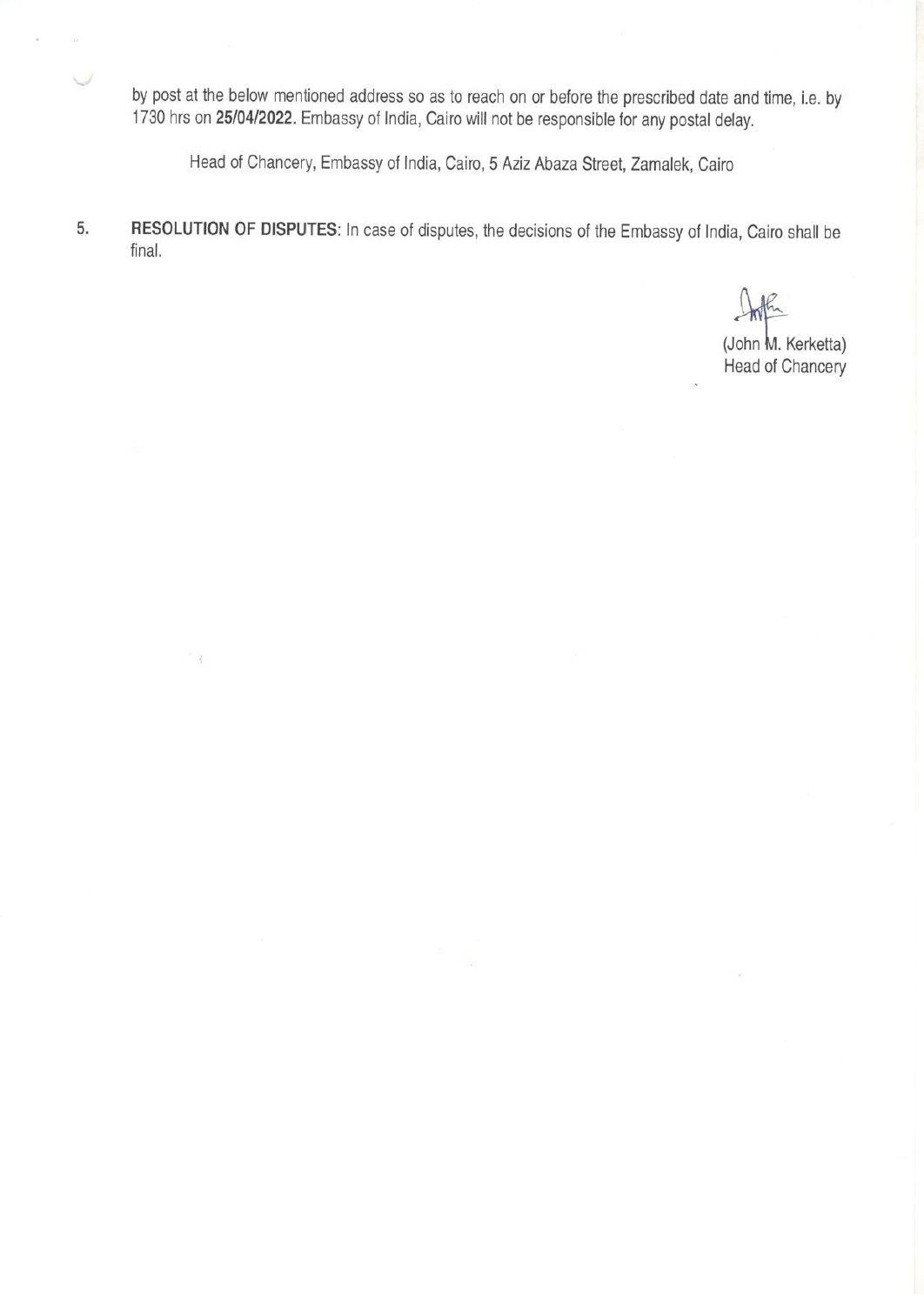by post at the below mentioned address so as to reach on or before the prescribed date and time, i.e. by 1730 hrs on **25/04/2022**. Embassy of India, Cairo will not be responsible for any postal delay.

Head of Chancery, Embassy of India, Cairo, 5 Aziz Abaza Street, Zamalek, Cairo

5. **RESOLUTION OF DISPUTES**: In case of disputes, the decisions of the Embassy of India, Cairo shall be final.

(John M. Kerketta)
Head of Chancery